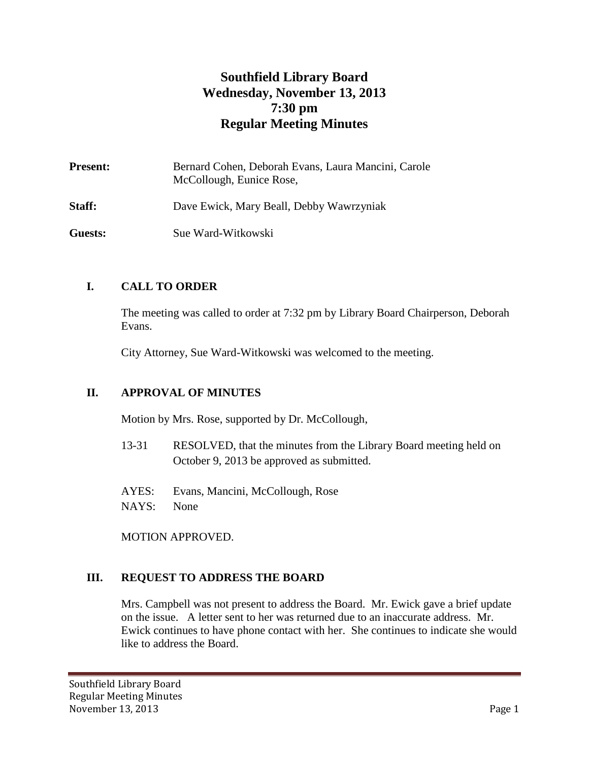# Southfield Library Board
## Wednesday, November 13, 2013
## 7:30 pm
## Regular Meeting Minutes

**Present:** Bernard Cohen, Deborah Evans, Laura Mancini, Carole McCollough, Eunice Rose,

**Staff:** Dave Ewick, Mary Beall, Debby Wawrzyniak

**Guests:** Sue Ward-Witkowski

### I. CALL TO ORDER

The meeting was called to order at 7:32 pm by Library Board Chairperson, Deborah Evans.

City Attorney, Sue Ward-Witkowski was welcomed to the meeting.

### II. APPROVAL OF MINUTES

Motion by Mrs. Rose, supported by Dr. McCollough,

13-31 RESOLVED, that the minutes from the Library Board meeting held on October 9, 2013 be approved as submitted.

AYES: Evans, Mancini, McCollough, Rose
NAYS: None

MOTION APPROVED.

### III. REQUEST TO ADDRESS THE BOARD

Mrs. Campbell was not present to address the Board. Mr. Ewick gave a brief update on the issue. A letter sent to her was returned due to an inaccurate address. Mr. Ewick continues to have phone contact with her. She continues to indicate she would like to address the Board.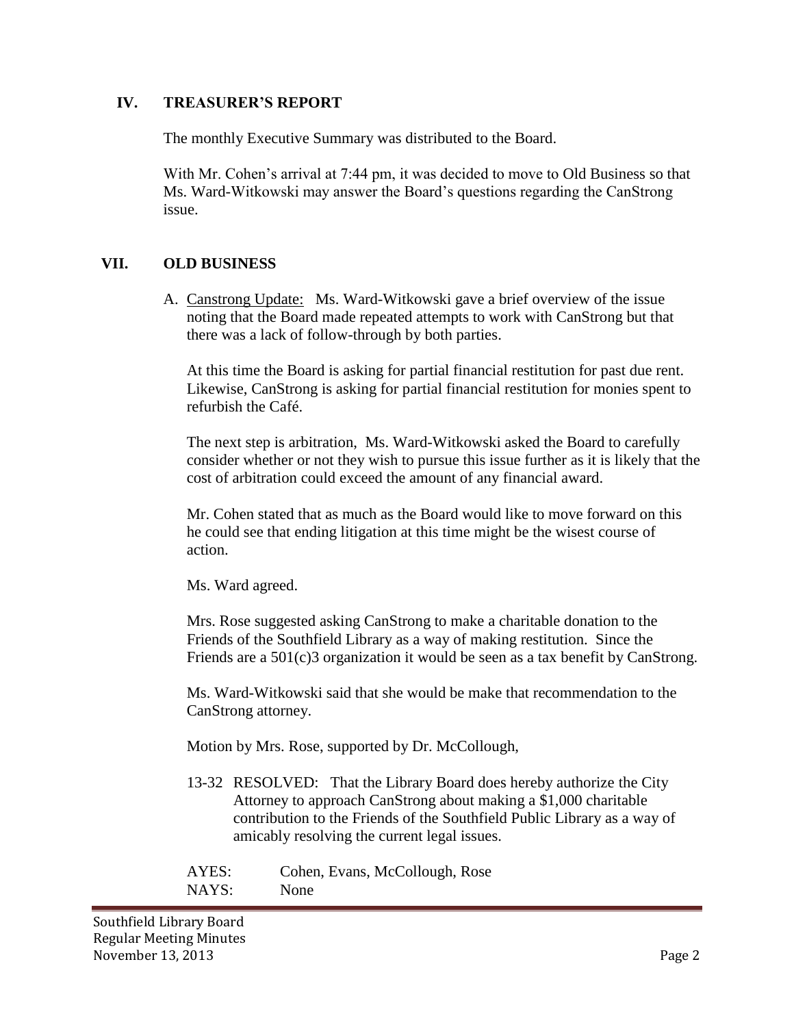## IV. TREASURER'S REPORT

The monthly Executive Summary was distributed to the Board.

With Mr. Cohen's arrival at 7:44 pm, it was decided to move to Old Business so that Ms. Ward-Witkowski may answer the Board's questions regarding the CanStrong issue.

## VII. OLD BUSINESS

A. Canstrong Update: Ms. Ward-Witkowski gave a brief overview of the issue noting that the Board made repeated attempts to work with CanStrong but that there was a lack of follow-through by both parties.

At this time the Board is asking for partial financial restitution for past due rent. Likewise, CanStrong is asking for partial financial restitution for monies spent to refurbish the Café.

The next step is arbitration, Ms. Ward-Witkowski asked the Board to carefully consider whether or not they wish to pursue this issue further as it is likely that the cost of arbitration could exceed the amount of any financial award.

Mr. Cohen stated that as much as the Board would like to move forward on this he could see that ending litigation at this time might be the wisest course of action.

Ms. Ward agreed.

Mrs. Rose suggested asking CanStrong to make a charitable donation to the Friends of the Southfield Library as a way of making restitution. Since the Friends are a 501(c)3 organization it would be seen as a tax benefit by CanStrong.

Ms. Ward-Witkowski said that she would be make that recommendation to the CanStrong attorney.

Motion by Mrs. Rose, supported by Dr. McCollough,

13-32 RESOLVED: That the Library Board does hereby authorize the City Attorney to approach CanStrong about making a $1,000 charitable contribution to the Friends of the Southfield Public Library as a way of amicably resolving the current legal issues.

AYES: Cohen, Evans, McCollough, Rose
NAYS: None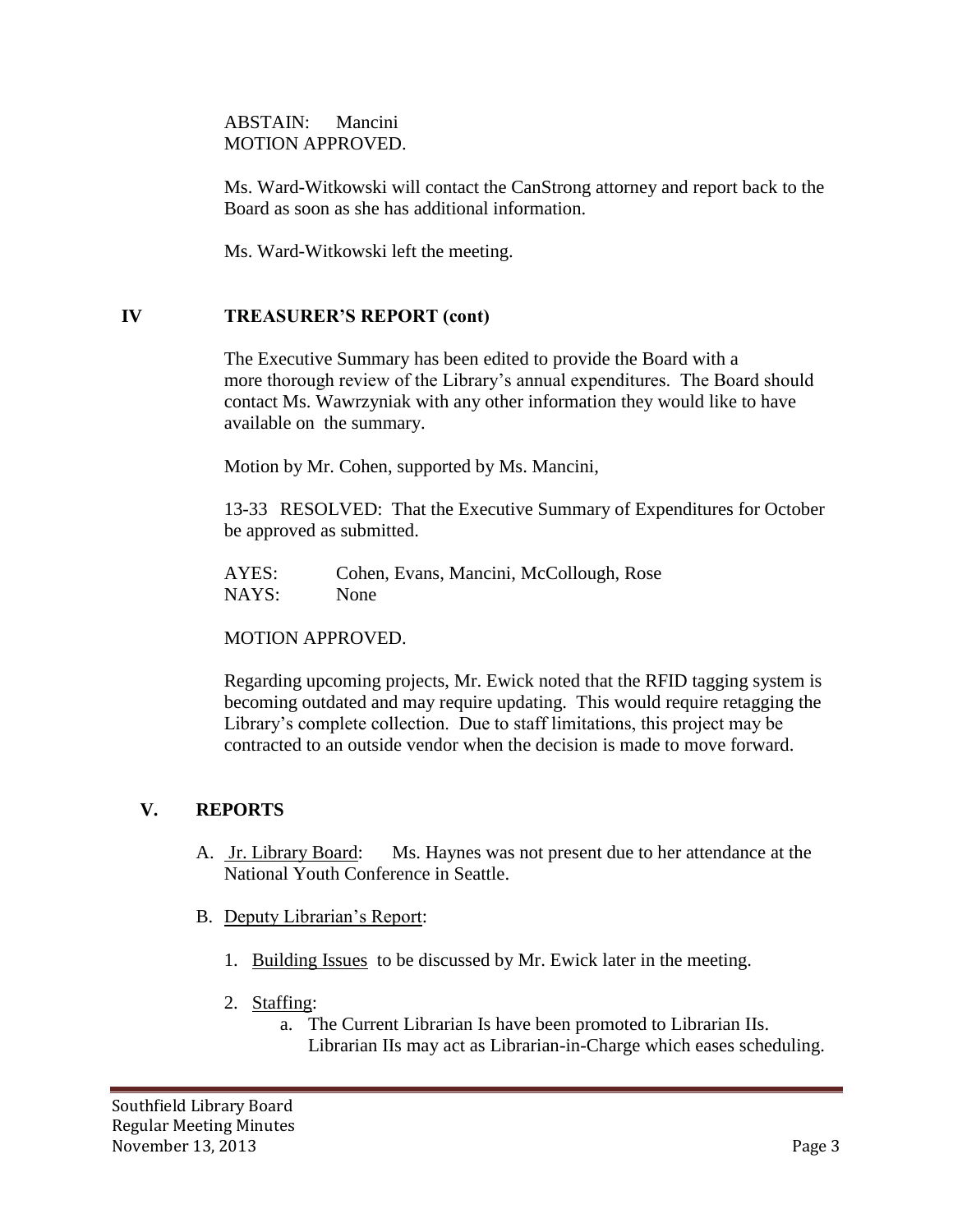ABSTAIN: Mancini
MOTION APPROVED.

Ms. Ward-Witkowski will contact the CanStrong attorney and report back to the Board as soon as she has additional information.

Ms. Ward-Witkowski left the meeting.

## IV TREASURER'S REPORT (cont)

The Executive Summary has been edited to provide the Board with a more thorough review of the Library's annual expenditures. The Board should contact Ms. Wawrzyniak with any other information they would like to have available on the summary.

Motion by Mr. Cohen, supported by Ms. Mancini,

13-33 RESOLVED: That the Executive Summary of Expenditures for October be approved as submitted.

AYES: Cohen, Evans, Mancini, McCollough, Rose
NAYS: None

MOTION APPROVED.

Regarding upcoming projects, Mr. Ewick noted that the RFID tagging system is becoming outdated and may require updating. This would require retagging the Library's complete collection. Due to staff limitations, this project may be contracted to an outside vendor when the decision is made to move forward.

## V. REPORTS

A. Jr. Library Board: Ms. Haynes was not present due to her attendance at the National Youth Conference in Seattle.

B. Deputy Librarian's Report:

1. Building Issues to be discussed by Mr. Ewick later in the meeting.

2. Staffing:
   a. The Current Librarian Is have been promoted to Librarian IIs. Librarian IIs may act as Librarian-in-Charge which eases scheduling.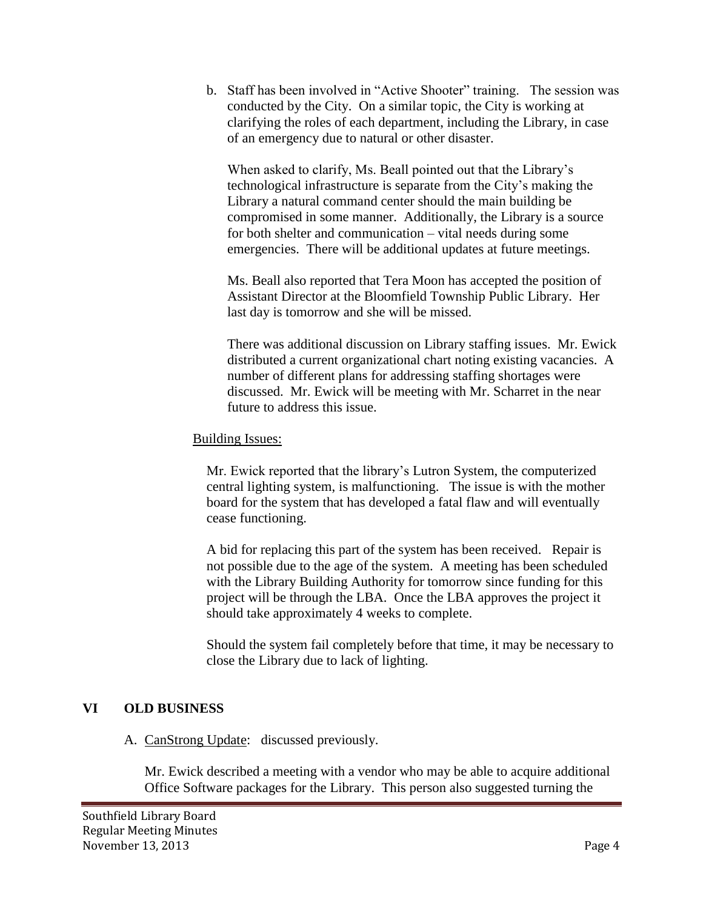b. Staff has been involved in "Active Shooter" training. The session was conducted by the City. On a similar topic, the City is working at clarifying the roles of each department, including the Library, in case of an emergency due to natural or other disaster.

   When asked to clarify, Ms. Beall pointed out that the Library's technological infrastructure is separate from the City's making the Library a natural command center should the main building be compromised in some manner. Additionally, the Library is a source for both shelter and communication – vital needs during some emergencies. There will be additional updates at future meetings.

   Ms. Beall also reported that Tera Moon has accepted the position of Assistant Director at the Bloomfield Township Public Library. Her last day is tomorrow and she will be missed.

   There was additional discussion on Library staffing issues. Mr. Ewick distributed a current organizational chart noting existing vacancies. A number of different plans for addressing staffing shortages were discussed. Mr. Ewick will be meeting with Mr. Scharret in the near future to address this issue.

Building Issues:

Mr. Ewick reported that the library's Lutron System, the computerized central lighting system, is malfunctioning. The issue is with the mother board for the system that has developed a fatal flaw and will eventually cease functioning.

A bid for replacing this part of the system has been received. Repair is not possible due to the age of the system. A meeting has been scheduled with the Library Building Authority for tomorrow since funding for this project will be through the LBA. Once the LBA approves the project it should take approximately 4 weeks to complete.

Should the system fail completely before that time, it may be necessary to close the Library due to lack of lighting.

## VI OLD BUSINESS

A. CanStrong Update: discussed previously.

   Mr. Ewick described a meeting with a vendor who may be able to acquire additional Office Software packages for the Library. This person also suggested turning the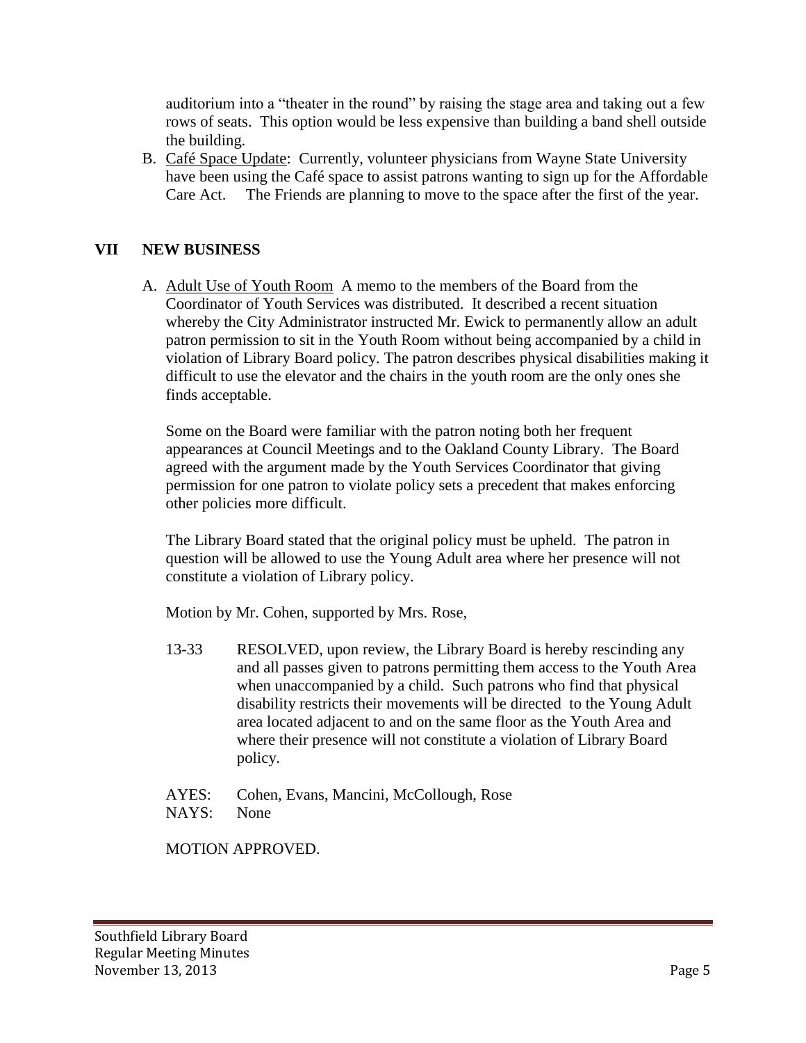auditorium into a "theater in the round" by raising the stage area and taking out a few rows of seats. This option would be less expensive than building a band shell outside the building.

B. <u>Café Space Update</u>: Currently, volunteer physicians from Wayne State University have been using the Café space to assist patrons wanting to sign up for the Affordable Care Act. The Friends are planning to move to the space after the first of the year.

## VII NEW BUSINESS

A. <u>Adult Use of Youth Room</u> A memo to the members of the Board from the Coordinator of Youth Services was distributed. It described a recent situation whereby the City Administrator instructed Mr. Ewick to permanently allow an adult patron permission to sit in the Youth Room without being accompanied by a child in violation of Library Board policy. The patron describes physical disabilities making it difficult to use the elevator and the chairs in the youth room are the only ones she finds acceptable.

Some on the Board were familiar with the patron noting both her frequent appearances at Council Meetings and to the Oakland County Library. The Board agreed with the argument made by the Youth Services Coordinator that giving permission for one patron to violate policy sets a precedent that makes enforcing other policies more difficult.

The Library Board stated that the original policy must be upheld. The patron in question will be allowed to use the Young Adult area where her presence will not constitute a violation of Library policy.

Motion by Mr. Cohen, supported by Mrs. Rose,

13-33 RESOLVED, upon review, the Library Board is hereby rescinding any and all passes given to patrons permitting them access to the Youth Area when unaccompanied by a child. Such patrons who find that physical disability restricts their movements will be directed to the Young Adult area located adjacent to and on the same floor as the Youth Area and where their presence will not constitute a violation of Library Board policy.

AYES: Cohen, Evans, Mancini, McCollough, Rose
NAYS: None

MOTION APPROVED.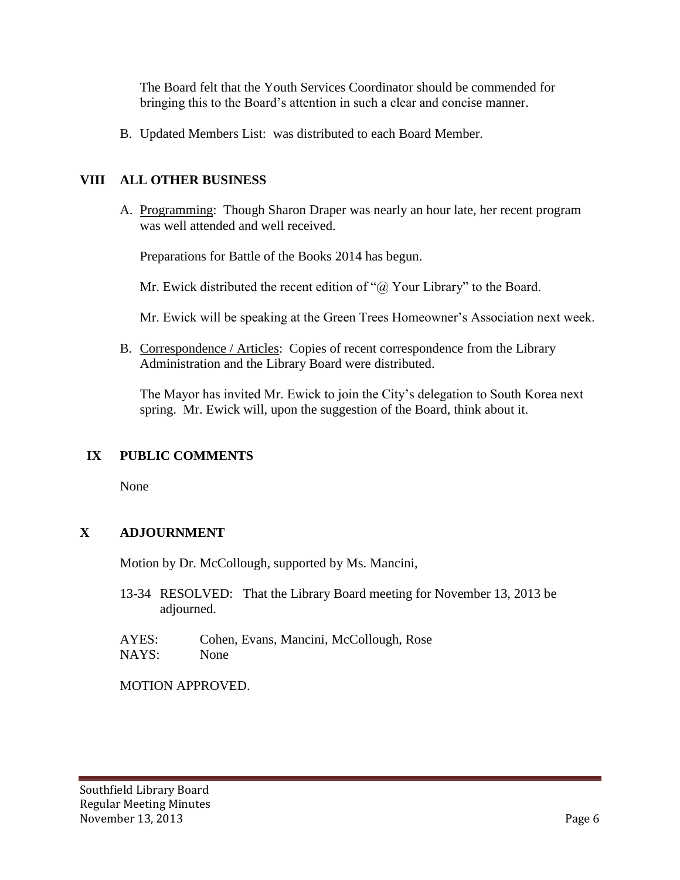The Board felt that the Youth Services Coordinator should be commended for bringing this to the Board's attention in such a clear and concise manner.

B. Updated Members List: was distributed to each Board Member.

## VIII ALL OTHER BUSINESS

A. Programming: Though Sharon Draper was nearly an hour late, her recent program was well attended and well received.

Preparations for Battle of the Books 2014 has begun.

Mr. Ewick distributed the recent edition of "@ Your Library" to the Board.

Mr. Ewick will be speaking at the Green Trees Homeowner's Association next week.

B. Correspondence / Articles: Copies of recent correspondence from the Library Administration and the Library Board were distributed.

The Mayor has invited Mr. Ewick to join the City's delegation to South Korea next spring. Mr. Ewick will, upon the suggestion of the Board, think about it.

## IX PUBLIC COMMENTS

None

## X ADJOURNMENT

Motion by Dr. McCollough, supported by Ms. Mancini,

13-34 RESOLVED: That the Library Board meeting for November 13, 2013 be adjourned.

AYES: Cohen, Evans, Mancini, McCollough, Rose
NAYS: None

MOTION APPROVED.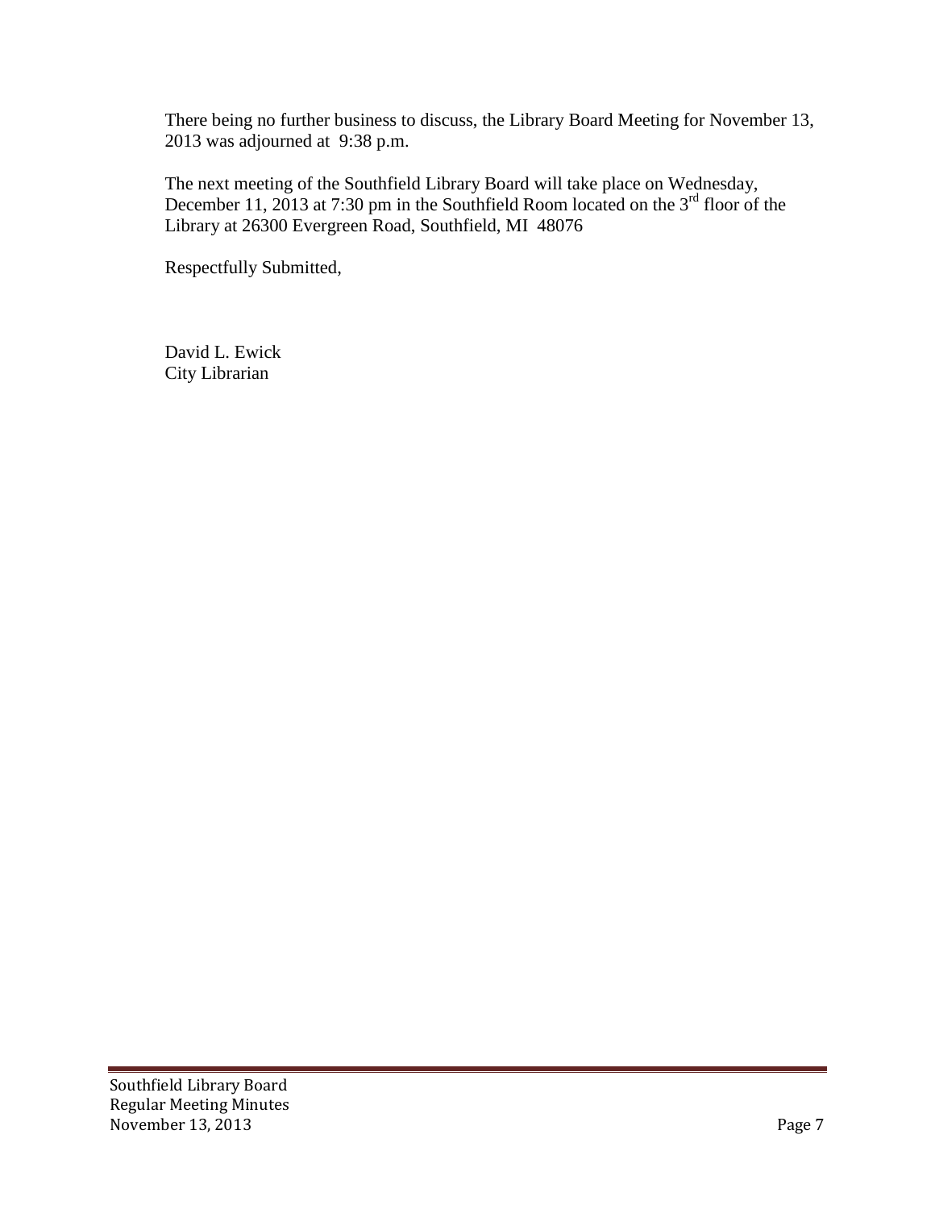There being no further business to discuss, the Library Board Meeting for November 13, 2013 was adjourned at 9:38 p.m.

The next meeting of the Southfield Library Board will take place on Wednesday, December 11, 2013 at 7:30 pm in the Southfield Room located on the 3rd floor of the Library at 26300 Evergreen Road, Southfield, MI 48076

Respectfully Submitted,

David L. Ewick  
City Librarian